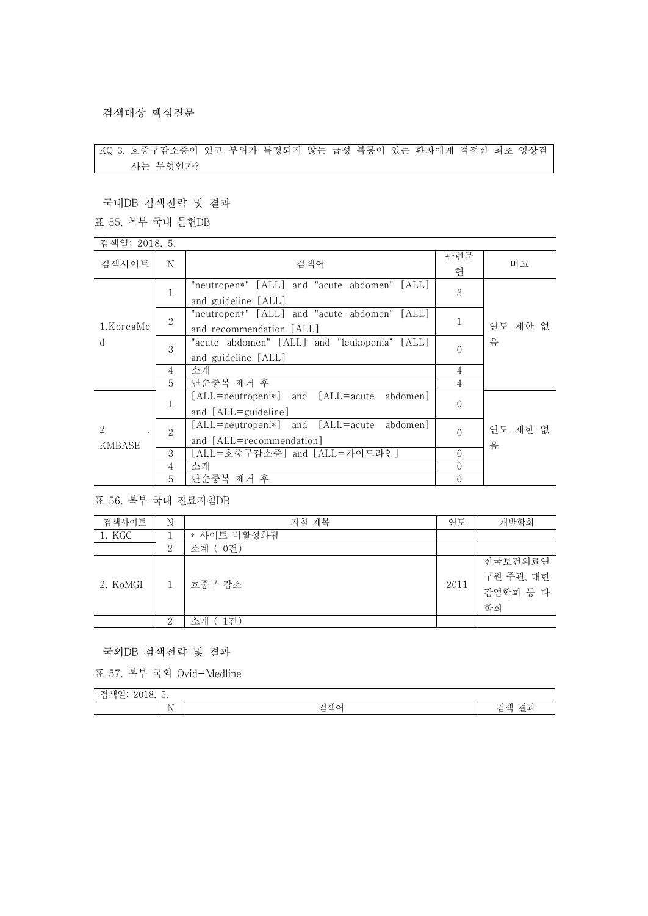검색대상 핵심질문

| KQ 3. 호중구감소증이 있고 부위가 특정되지 않는 급성 복통이 있는 환자에게 적절한 최초 영상검사는 무엇인가? |
|---|

국내DB 검색전략 및 결과

표 55. 복부 국내 문헌DB

| 검색일: 2018. 5. | | | | |
|---|---|---|---|---|
| 검색사이트 | N | 검색어 | 관련문헌 | 비고 |
| 1.KoreaMed | 1 | "neutropen*" [ALL] and "acute abdomen" [ALL] and guideline [ALL] | 3 | 연도 제한 없음 |
| | 2 | "neutropen*" [ALL] and "acute abdomen" [ALL] and recommendation [ALL] | 1 | |
| | 3 | "acute abdomen" [ALL] and "leukopenia" [ALL] and guideline [ALL] | 0 | |
| | 4 | 소계 | 4 | |
| | 5 | 단순중복 제거 후 | 4 | |
| 2. KMBASE | 1 | [ALL=neutropeni*] and [ALL=acute abdomen] and [ALL=guideline] | 0 | 연도 제한 없음 |
| | 2 | [ALL=neutropeni*] and [ALL=acute abdomen] and [ALL=recommendation] | 0 | |
| | 3 | [ALL=호중구감소증] and [ALL=가이드라인] | 0 | |
| | 4 | 소계 | 0 | |
| | 5 | 단순중복 제거 후 | 0 | |

표 56. 복부 국내 진료지침DB

| 검색사이트 | N | 지침 제목 | 연도 | 개발학회 |
|---|---|---|---|---|
| 1. KGC | 1 | * 사이트 비활성화됨 | | |
| | 2 | 소계 ( 0건) | | |
| 2. KoMGI | 1 | 호중구 감소 | 2011 | 한국보건의료연구원 주관, 대한감염학회 등 다학회 |
| | 2 | 소계 ( 1건) | | |

국외DB 검색전략 및 결과

표 57. 복부 국외 Ovid-Medline

| 검색일: 2018. 5. | | | |
|---|---|---|---|
| | N | 검색어 | 검색 결과 |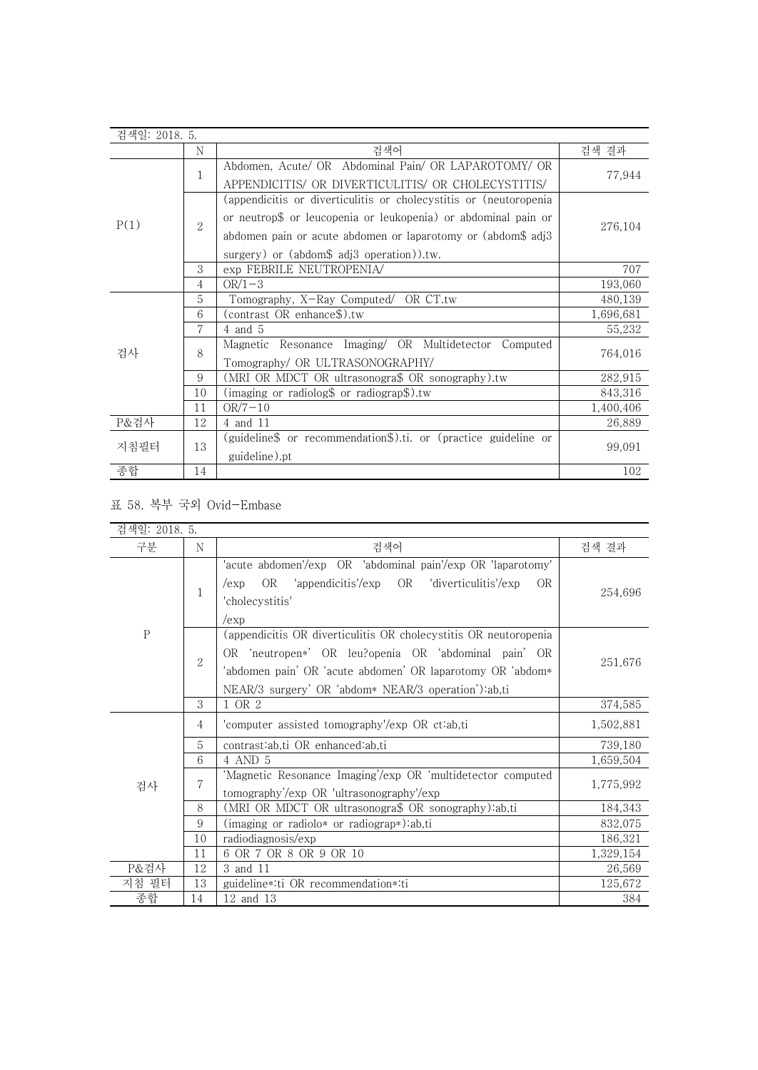| 검색일: 2018. 5. | | | |
|---|---|---|---|
| | N | 검색어 | 검색 결과 |
| P(1) | 1 | Abdomen, Acute/ OR Abdominal Pain/ OR LAPAROTOMY/ OR APPENDICITIS/ OR DIVERTICULITIS/ OR CHOLECYSTITIS/ | 77,944 |
| | 2 | (appendicitis or diverticulitis or cholecystitis or (neutoropenia or neutrop$ or leucopenia or leukopenia) or abdominal pain or abdomen pain or acute abdomen or laparotomy or (abdom$ adj3 surgery) or (abdom$ adj3 operation)).tw. | 276,104 |
| | 3 | exp FEBRILE NEUTROPENIA/ | 707 |
| | 4 | OR/1-3 | 193,060 |
| 검사 | 5 | Tomography, X-Ray Computed/ OR CT.tw | 480,139 |
| | 6 | (contrast OR enhance$).tw | 1,696,681 |
| | 7 | 4 and 5 | 55,232 |
| | 8 | Magnetic Resonance Imaging/ OR Multidetector Computed Tomography/ OR ULTRASONOGRAPHY/ | 764,016 |
| | 9 | (MRI OR MDCT OR ultrasonogra$ OR sonography).tw | 282,915 |
| | 10 | (imaging or radiolog$ or radiograp$).tw | 843,316 |
| | 11 | OR/7-10 | 1,400,406 |
| P&검사 | 12 | 4 and 11 | 26,889 |
| 지침필터 | 13 | (guideline$ or recommendation$).ti. or (practice guideline or guideline).pt | 99,091 |
| 종합 | 14 | | 102 |

표 58. 복부 국외 Ovid-Embase

| 검색일: 2018. 5. | | | |
|---|---|---|---|
| 구분 | N | 검색어 | 검색 결과 |
| P | 1 | 'acute abdomen'/exp OR 'abdominal pain'/exp OR 'laparotomy'/exp OR 'appendicitis'/exp OR 'diverticulitis'/exp OR 'cholecystitis'/exp | 254,696 |
| | 2 | (appendicitis OR diverticulitis OR cholecystitis OR neutoropenia OR 'neutropen*' OR leu?openia OR 'abdominal pain' OR 'abdomen pain' OR 'acute abdomen' OR laparotomy OR 'abdom* NEAR/3 surgery' OR 'abdom* NEAR/3 operation'):ab,ti | 251,676 |
| | 3 | 1 OR 2 | 374,585 |
| 검사 | 4 | 'computer assisted tomography'/exp OR ct:ab,ti | 1,502,881 |
| | 5 | contrast:ab,ti OR enhanced:ab,ti | 739,180 |
| | 6 | 4 AND 5 | 1,659,504 |
| | 7 | 'Magnetic Resonance Imaging'/exp OR 'multidetector computed tomography'/exp OR 'ultrasonography'/exp | 1,775,992 |
| | 8 | (MRI OR MDCT OR ultrasonogra$ OR sonography):ab,ti | 184,343 |
| | 9 | (imaging or radiolo* or radiograp*):ab,ti | 832,075 |
| | 10 | radiodiagnosis/exp | 186,321 |
| | 11 | 6 OR 7 OR 8 OR 9 OR 10 | 1,329,154 |
| P&검사 | 12 | 3 and 11 | 26,569 |
| 지침 필터 | 13 | guideline*:ti OR recommendation*:ti | 125,672 |
| 종합 | 14 | 12 and 13 | 384 |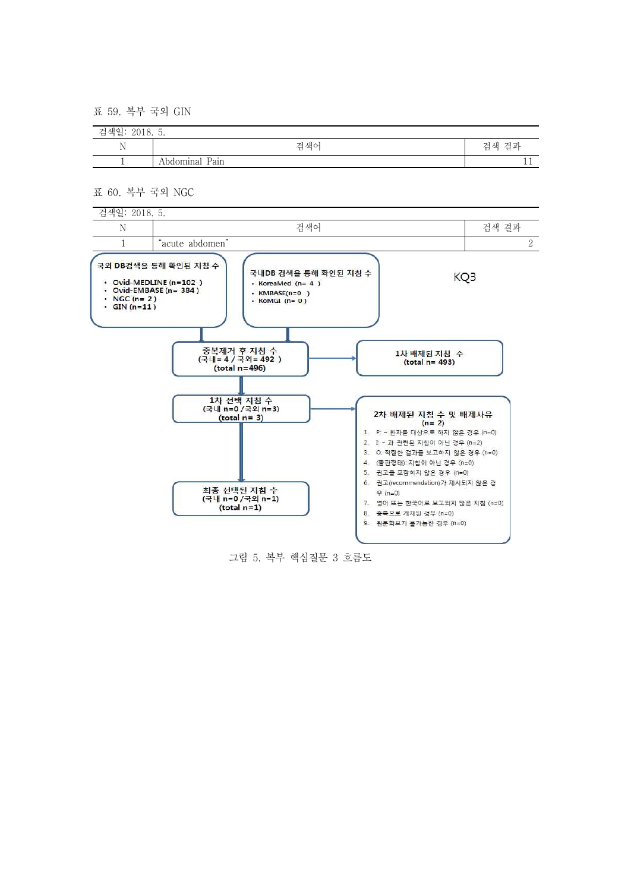표 59. 복부 국외 GIN

| 검색일: 2018. 5. | | |
|---|---|---|
| N | 검색어 | 검색 결과 |
| 1 | Abdominal Pain | 11 |

표 60. 복부 국외 NGC

| 검색일: 2018. 5. | | |
|---|---|---|
| N | 검색어 | 검색 결과 |
| 1 | “acute abdomen” | 2 |

KQ3

국외 DB검색을 통해 확인된 지침 수
- Ovid-MEDLINE (n=102 )
- Ovid-EMBASE (n= 384 )
- NGC (n= 2 )
- GIN (n=11 )

국내DB 검색을 통해 확인된 지침 수
- KoreaMed (n= 4 )
- KMBASE(n=0 )
- KoMGI (n= 0 )

중복제거 후 지침 수
(국내= 4 / 국외= 492 )
(total n=496)

1차 배제된 지침 수
(total n= 493)

1차 선택 지침 수
(국내 n=0 /국외 n=3)
(total n= 3)

2차 배제된 지침 수 및 배제사유
(n= 2)
1. P: ~ 환자를 대상으로 하지 않은 경우 (n=0)
2. I: ~ 과 관련된 지침이 아닌 경우 (n=2)
3. O: 적절한 결과를 보고하지 않은 경우 (n=0)
4. (출판형태): 지침이 아닌 경우 (n=0)
5. 권고를 포함하지 않은 경우 (n=0)
6. 권고(recommendation)가 제시되지 않은 경우 (n=0)
7. 영어 또는 한국어로 보고되지 않은 지침 (n=0)
8. 중복으로 게재된 경우 (n=0)
9. 원문확보가 불가능한 경우 (n=0)

최종 선택된 지침 수
(국내 n=0 /국외 n=1)
(total n=1)

그림 5. 복부 핵심질문 3 흐름도